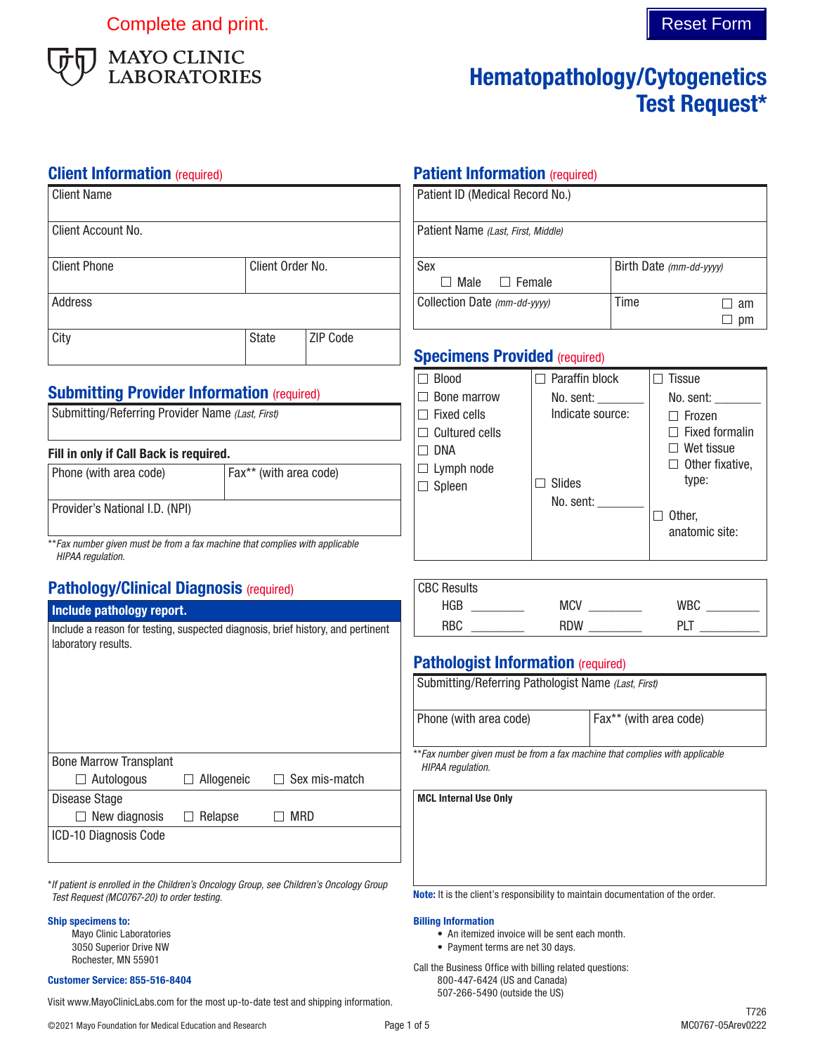Complete and print.

Reset Form

MAYO CLINIC LABORATORIES

# Hematopathology/Cytogenetics Test Request*

## Client Information (required)

| Client Name | |
|---|---|
| Client Account No. | |
| Client Phone | Client Order No. |
| Address | |

| City | State | ZIP Code |
|---|---|---|

## Submitting Provider Information (required)

Submitting/Referring Provider Name *(Last, First)*

**Fill in only if Call Back is required.**

| Phone (with area code) | Fax** (with area code) |
|---|---|
| Provider's National I.D. (NPI) | |

***Fax number given must be from a fax machine that complies with applicable HIPAA regulation.*

## Pathology/Clinical Diagnosis (required)

**Include pathology report.**

Include a reason for testing, suspected diagnosis, brief history, and pertinent laboratory results.

Bone Marrow Transplant
☐ Autologous ☐ Allogeneic ☐ Sex mis-match

Disease Stage
☐ New diagnosis ☐ Relapse ☐ MRD

ICD-10 Diagnosis Code

**If patient is enrolled in the Children's Oncology Group, see Children's Oncology Group Test Request (MC0767-20) to order testing.*

## Patient Information (required)

Patient ID (Medical Record No.)

Patient Name *(Last, First, Middle)*

| Sex ☐ Male ☐ Female | Birth Date *(mm-dd-yyyy)* |
|---|---|
| Collection Date *(mm-dd-yyyy)* | Time ☐ am ☐ pm |

## Specimens Provided (required)

| | | |
|---|---|---|
| ☐ Blood | ☐ Paraffin block | ☐ Tissue |
| ☐ Bone marrow | No. sent: _______ | No. sent: _______ |
| ☐ Fixed cells | Indicate source: | ☐ Frozen |
| ☐ Cultured cells | | ☐ Fixed formalin |
| ☐ DNA | | ☐ Wet tissue |
| ☐ Lymph node | | ☐ Other fixative, type: |
| ☐ Spleen | ☐ Slides | |
| | No. sent: _______ | ☐ Other, anatomic site: |

CBC Results

| | | |
|---|---|---|
| HGB ________ | MCV ________ | WBC ________ |
| RBC ________ | RDW ________ | PLT ________ |

## Pathologist Information (required)

Submitting/Referring Pathologist Name *(Last, First)*

| Phone (with area code) | Fax** (with area code) |
|---|---|

***Fax number given must be from a fax machine that complies with applicable HIPAA regulation.*

**MCL Internal Use Only**

**Note:** It is the client's responsibility to maintain documentation of the order.

**Ship specimens to:**
Mayo Clinic Laboratories
3050 Superior Drive NW
Rochester, MN 55901

**Customer Service: 855-516-8404**

Visit www.MayoClinicLabs.com for the most up-to-date test and shipping information.

**Billing Information**

- An itemized invoice will be sent each month.
- Payment terms are net 30 days.

Call the Business Office with billing related questions:
800-447-6424 (US and Canada)
507-266-5490 (outside the US)

©2021 Mayo Foundation for Medical Education and Research

T726
MC0767-05Arev0222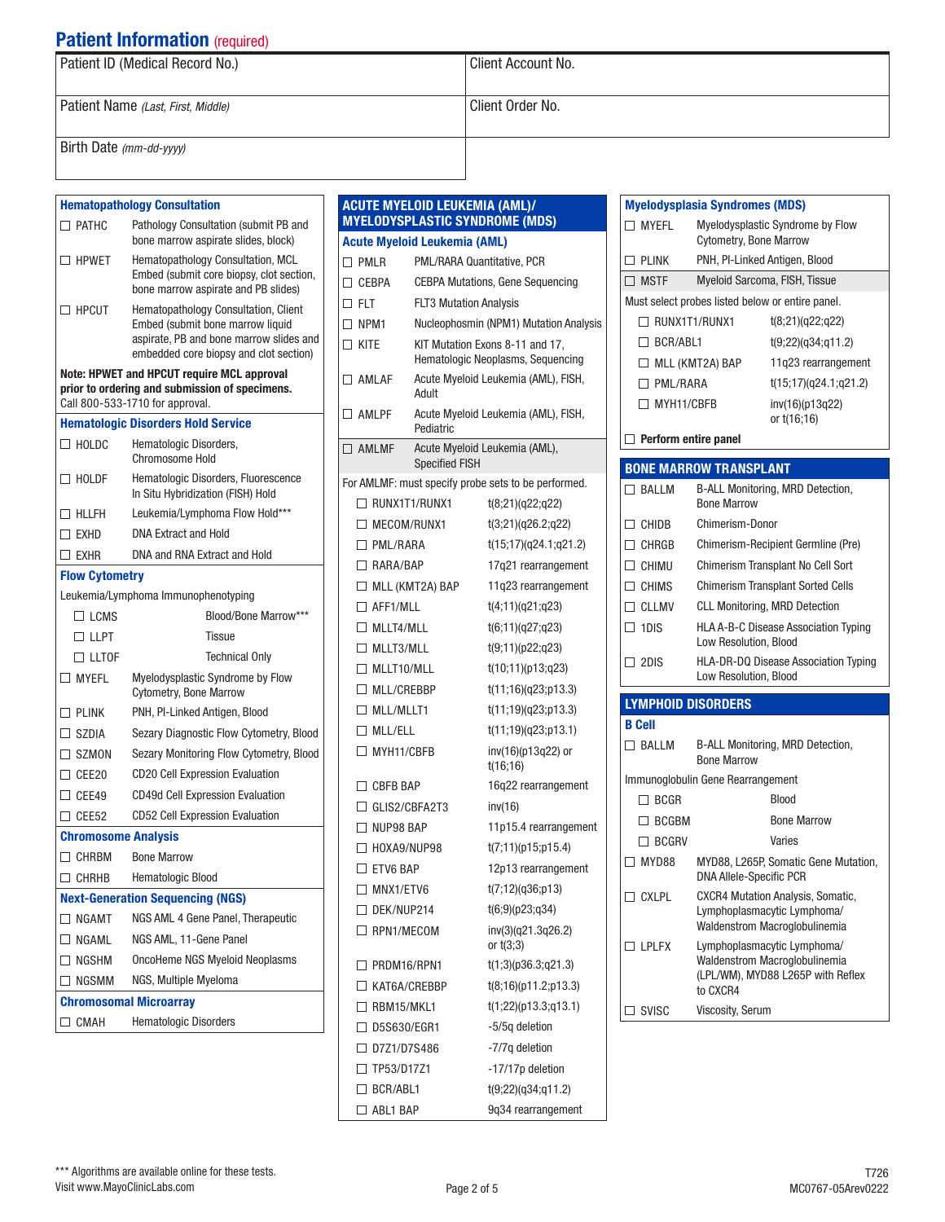## Patient Information (required)

| Patient ID (Medical Record No.) | Client Account No. |
|---|---|
| Patient Name *(Last, First, Middle)* | Client Order No. |
| Birth Date *(mm-dd-yyyy)* | |

### Hematopathology Consultation

- ☐ PATHC — Pathology Consultation (submit PB and bone marrow aspirate slides, block)
- ☐ HPWET — Hematopathology Consultation, MCL Embed (submit core biopsy, clot section, bone marrow aspirate and PB slides)
- ☐ HPCUT — Hematopathology Consultation, Client Embed (submit bone marrow liquid aspirate, PB and bone marrow slides and embedded core biopsy and clot section)

**Note: HPWET and HPCUT require MCL approval prior to ordering and submission of specimens.** Call 800-533-1710 for approval.

### Hematologic Disorders Hold Service

- ☐ HOLDC — Hematologic Disorders, Chromosome Hold
- ☐ HOLDF — Hematologic Disorders, Fluorescence In Situ Hybridization (FISH) Hold
- ☐ HLLFH — Leukemia/Lymphoma Flow Hold***
- ☐ EXHD — DNA Extract and Hold
- ☐ EXHR — DNA and RNA Extract and Hold

### Flow Cytometry

Leukemia/Lymphoma Immunophenotyping

- ☐ LCMS — Blood/Bone Marrow***
- ☐ LLPT — Tissue
- ☐ LLTOF — Technical Only

- ☐ MYEFL — Myelodysplastic Syndrome by Flow Cytometry, Bone Marrow
- ☐ PLINK — PNH, PI-Linked Antigen, Blood
- ☐ SZDIA — Sezary Diagnostic Flow Cytometry, Blood
- ☐ SZMON — Sezary Monitoring Flow Cytometry, Blood
- ☐ CEE20 — CD20 Cell Expression Evaluation
- ☐ CEE49 — CD49d Cell Expression Evaluation
- ☐ CEE52 — CD52 Cell Expression Evaluation

### Chromosome Analysis

- ☐ CHRBM — Bone Marrow
- ☐ CHRHB — Hematologic Blood

### Next-Generation Sequencing (NGS)

- ☐ NGAMT — NGS AML 4 Gene Panel, Therapeutic
- ☐ NGAML — NGS AML, 11-Gene Panel
- ☐ NGSHM — OncoHeme NGS Myeloid Neoplasms
- ☐ NGSMM — NGS, Multiple Myeloma

### Chromosomal Microarray

- ☐ CMAH — Hematologic Disorders

## ACUTE MYELOID LEUKEMIA (AML)/ MYELODYSPLASTIC SYNDROME (MDS)

### Acute Myeloid Leukemia (AML)

- ☐ PMLR — PML/RARA Quantitative, PCR
- ☐ CEBPA — CEBPA Mutations, Gene Sequencing
- ☐ FLT — FLT3 Mutation Analysis
- ☐ NPM1 — Nucleophosmin (NPM1) Mutation Analysis
- ☐ KITE — KIT Mutation Exons 8-11 and 17, Hematologic Neoplasms, Sequencing
- ☐ AMLAF — Acute Myeloid Leukemia (AML), FISH, Adult
- ☐ AMLPF — Acute Myeloid Leukemia (AML), FISH, Pediatric
- ☐ AMLMF — Acute Myeloid Leukemia (AML), Specified FISH

For AMLMF: must specify probe sets to be performed.

| Probe | Abnormality |
|---|---|
| ☐ RUNX1T1/RUNX1 | t(8;21)(q22;q22) |
| ☐ MECOM/RUNX1 | t(3;21)(q26.2;q22) |
| ☐ PML/RARA | t(15;17)(q24.1;q21.2) |
| ☐ RARA/BAP | 17q21 rearrangement |
| ☐ MLL (KMT2A) BAP | 11q23 rearrangement |
| ☐ AFF1/MLL | t(4;11)(q21;q23) |
| ☐ MLLT4/MLL | t(6;11)(q27;q23) |
| ☐ MLLT3/MLL | t(9;11)(p22;q23) |
| ☐ MLLT10/MLL | t(10;11)(p13;q23) |
| ☐ MLL/CREBBP | t(11;16)(q23;p13.3) |
| ☐ MLL/MLLT1 | t(11;19)(q23;p13.3) |
| ☐ MLL/ELL | t(11;19)(q23;p13.1) |
| ☐ MYH11/CBFB | inv(16)(p13q22) or t(16;16) |
| ☐ CBFB BAP | 16q22 rearrangement |
| ☐ GLIS2/CBFA2T3 | inv(16) |
| ☐ NUP98 BAP | 11p15.4 rearrangement |
| ☐ HOXA9/NUP98 | t(7;11)(p15;p15.4) |
| ☐ ETV6 BAP | 12p13 rearrangement |
| ☐ MNX1/ETV6 | t(7;12)(q36;p13) |
| ☐ DEK/NUP214 | t(6;9)(p23;q34) |
| ☐ RPN1/MECOM | inv(3)(q21.3q26.2) or t(3;3) |
| ☐ PRDM16/RPN1 | t(1;3)(p36.3;q21.3) |
| ☐ KAT6A/CREBBP | t(8;16)(p11.2;p13.3) |
| ☐ RBM15/MKL1 | t(1;22)(p13.3;q13.1) |
| ☐ D5S630/EGR1 | -5/5q deletion |
| ☐ D7Z1/D7S486 | -7/7q deletion |
| ☐ TP53/D17Z1 | -17/17p deletion |
| ☐ BCR/ABL1 | t(9;22)(q34;q11.2) |
| ☐ ABL1 BAP | 9q34 rearrangement |

### Myelodysplasia Syndromes (MDS)

- ☐ MYEFL — Myelodysplastic Syndrome by Flow Cytometry, Bone Marrow
- ☐ PLINK — PNH, PI-Linked Antigen, Blood
- ☐ MSTF — Myeloid Sarcoma, FISH, Tissue

Must select probes listed below or entire panel.

| Probe | Abnormality |
|---|---|
| ☐ RUNX1T1/RUNX1 | t(8;21)(q22;q22) |
| ☐ BCR/ABL1 | t(9;22)(q34;q11.2) |
| ☐ MLL (KMT2A) BAP | 11q23 rearrangement |
| ☐ PML/RARA | t(15;17)(q24.1;q21.2) |
| ☐ MYH11/CBFB | inv(16)(p13q22) or t(16;16) |

- ☐ **Perform entire panel**

## BONE MARROW TRANSPLANT

- ☐ BALLM — B-ALL Monitoring, MRD Detection, Bone Marrow
- ☐ CHIDB — Chimerism-Donor
- ☐ CHRGB — Chimerism-Recipient Germline (Pre)
- ☐ CHIMU — Chimerism Transplant No Cell Sort
- ☐ CHIMS — Chimerism Transplant Sorted Cells
- ☐ CLLMV — CLL Monitoring, MRD Detection
- ☐ 1DIS — HLA A-B-C Disease Association Typing Low Resolution, Blood
- ☐ 2DIS — HLA-DR-DQ Disease Association Typing Low Resolution, Blood

## LYMPHOID DISORDERS

### B Cell

- ☐ BALLM — B-ALL Monitoring, MRD Detection, Bone Marrow

Immunoglobulin Gene Rearrangement

- ☐ BCGR — Blood
- ☐ BCGBM — Bone Marrow
- ☐ BCGRV — Varies

- ☐ MYD88 — MYD88, L265P, Somatic Gene Mutation, DNA Allele-Specific PCR
- ☐ CXLPL — CXCR4 Mutation Analysis, Somatic, Lymphoplasmacytic Lymphoma/ Waldenstrom Macroglobulinemia
- ☐ LPLFX — Lymphoplasmacytic Lymphoma/ Waldenstrom Macroglobulinemia (LPL/WM), MYD88 L265P with Reflex to CXCR4
- ☐ SVISC — Viscosity, Serum

*** Algorithms are available online for these tests.
Visit www.MayoClinicLabs.com

T726
MC0767-05Arev0222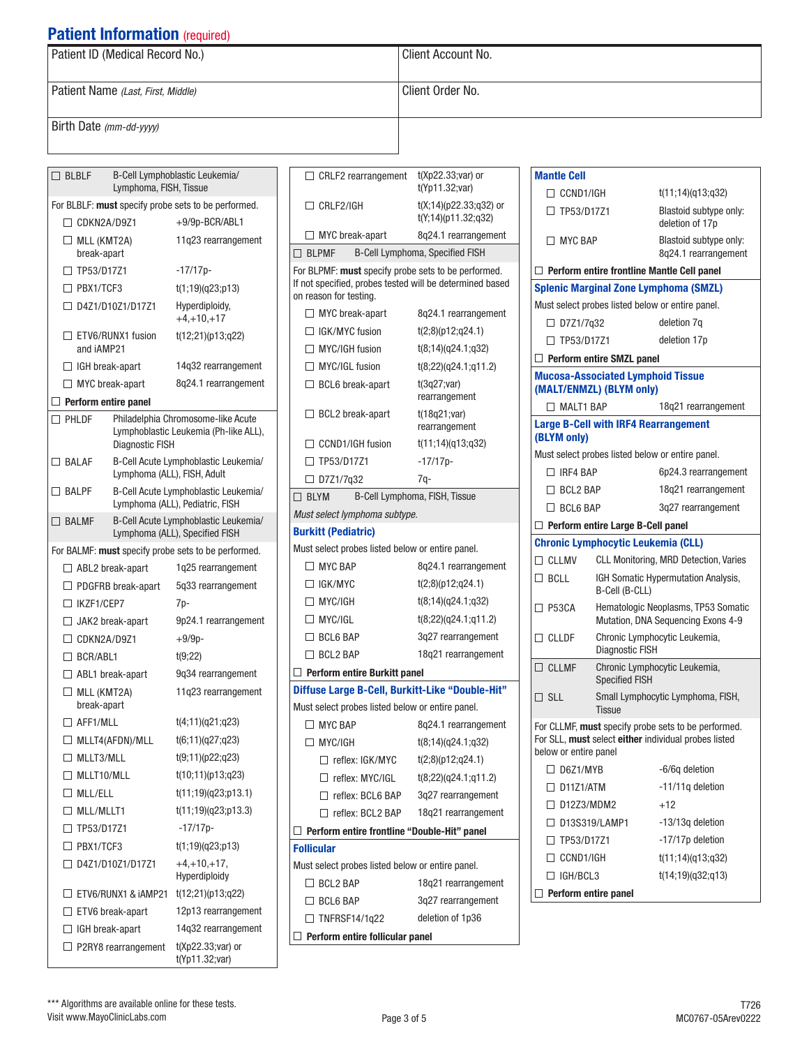## Patient Information (required)

| Patient ID (Medical Record No.) | Client Account No. |
|---|---|
| Patient Name *(Last, First, Middle)* | Client Order No. |
| Birth Date *(mm-dd-yyyy)* | |

☐ **BLBLF** B-Cell Lymphoblastic Leukemia/ Lymphoma, FISH, Tissue

For BLBLF: **must** specify probe sets to be performed.

| Probe | Description |
|---|---|
| ☐ CDKN2A/D9Z1 | +9/9p-BCR/ABL1 |
| ☐ MLL (KMT2A) break-apart | 11q23 rearrangement |
| ☐ TP53/D17Z1 | -17/17p- |
| ☐ PBX1/TCF3 | t(1;19)(q23;p13) |
| ☐ D4Z1/D10Z1/D17Z1 | Hyperdiploidy, +4,+10,+17 |
| ☐ ETV6/RUNX1 fusion and iAMP21 | t(12;21)(p13;q22) |
| ☐ IGH break-apart | 14q32 rearrangement |
| ☐ MYC break-apart | 8q24.1 rearrangement |

☐ **Perform entire panel**

☐ **PHLDF** Philadelphia Chromosome-like Acute Lymphoblastic Leukemia (Ph-like ALL), Diagnostic FISH

☐ **BALAF** B-Cell Acute Lymphoblastic Leukemia/ Lymphoma (ALL), FISH, Adult

☐ **BALPF** B-Cell Acute Lymphoblastic Leukemia/ Lymphoma (ALL), Pediatric, FISH

☐ **BALMF** B-Cell Acute Lymphoblastic Leukemia/ Lymphoma (ALL), Specified FISH

For BALMF: **must** specify probe sets to be performed.

| Probe | Description |
|---|---|
| ☐ ABL2 break-apart | 1q25 rearrangement |
| ☐ PDGFRB break-apart | 5q33 rearrangement |
| ☐ IKZF1/CEP7 | 7p- |
| ☐ JAK2 break-apart | 9p24.1 rearrangement |
| ☐ CDKN2A/D9Z1 | +9/9p- |
| ☐ BCR/ABL1 | t(9;22) |
| ☐ ABL1 break-apart | 9q34 rearrangement |
| ☐ MLL (KMT2A) break-apart | 11q23 rearrangement |
| ☐ AFF1/MLL | t(4;11)(q21;q23) |
| ☐ MLLT4(AFDN)/MLL | t(6;11)(q27;q23) |
| ☐ MLLT3/MLL | t(9;11)(p22;q23) |
| ☐ MLLT10/MLL | t(10;11)(p13;q23) |
| ☐ MLL/ELL | t(11;19)(q23;p13.1) |
| ☐ MLL/MLLT1 | t(11;19)(q23;p13.3) |
| ☐ TP53/D17Z1 | -17/17p- |
| ☐ PBX1/TCF3 | t(1;19)(q23;p13) |
| ☐ D4Z1/D10Z1/D17Z1 | +4,+10,+17, Hyperdiploidy |
| ☐ ETV6/RUNX1 & iAMP21 | t(12;21)(p13;q22) |
| ☐ ETV6 break-apart | 12p13 rearrangement |
| ☐ IGH break-apart | 14q32 rearrangement |
| ☐ P2RY8 rearrangement | t(Xp22.33;var) or t(Yp11.32;var) |
| ☐ CRLF2 rearrangement | t(Xp22.33;var) or t(Yp11.32;var) |
| ☐ CRLF2/IGH | t(X;14)(p22.33;q32) or t(Y;14)(p11.32;q32) |
| ☐ MYC break-apart | 8q24.1 rearrangement |

☐ **BLPMF** B-Cell Lymphoma, Specified FISH

For BLPMF: **must** specify probe sets to be performed. If not specified, probes tested will be determined based on reason for testing.

| Probe | Description |
|---|---|
| ☐ MYC break-apart | 8q24.1 rearrangement |
| ☐ IGK/MYC fusion | t(2;8)(p12;q24.1) |
| ☐ MYC/IGH fusion | t(8;14)(q24.1;q32) |
| ☐ MYC/IGL fusion | t(8;22)(q24.1;q11.2) |
| ☐ BCL6 break-apart | t(3q27;var) rearrangement |
| ☐ BCL2 break-apart | t(18q21;var) rearrangement |
| ☐ CCND1/IGH fusion | t(11;14)(q13;q32) |
| ☐ TP53/D17Z1 | -17/17p- |
| ☐ D7Z1/7q32 | 7q- |

☐ **BLYM** B-Cell Lymphoma, FISH, Tissue

*Must select lymphoma subtype.*

### Burkitt (Pediatric)

Must select probes listed below or entire panel.

| Probe | Description |
|---|---|
| ☐ MYC BAP | 8q24.1 rearrangement |
| ☐ IGK/MYC | t(2;8)(p12;q24.1) |
| ☐ MYC/IGH | t(8;14)(q24.1;q32) |
| ☐ MYC/IGL | t(8;22)(q24.1;q11.2) |
| ☐ BCL6 BAP | 3q27 rearrangement |
| ☐ BCL2 BAP | 18q21 rearrangement |

☐ **Perform entire Burkitt panel**

### Diffuse Large B-Cell, Burkitt-Like “Double-Hit”

Must select probes listed below or entire panel.

| Probe | Description |
|---|---|
| ☐ MYC BAP | 8q24.1 rearrangement |
| ☐ MYC/IGH | t(8;14)(q24.1;q32) |
| ☐ reflex: IGK/MYC | t(2;8)(p12;q24.1) |
| ☐ reflex: MYC/IGL | t(8;22)(q24.1;q11.2) |
| ☐ reflex: BCL6 BAP | 3q27 rearrangement |
| ☐ reflex: BCL2 BAP | 18q21 rearrangement |

☐ **Perform entire frontline “Double-Hit” panel**

### Follicular

Must select probes listed below or entire panel.

| Probe | Description |
|---|---|
| ☐ BCL2 BAP | 18q21 rearrangement |
| ☐ BCL6 BAP | 3q27 rearrangement |
| ☐ TNFRSF14/1q22 | deletion of 1p36 |

☐ **Perform entire follicular panel**

### Mantle Cell

| Probe | Description |
|---|---|
| ☐ CCND1/IGH | t(11;14)(q13;q32) |
| ☐ TP53/D17Z1 | Blastoid subtype only: deletion of 17p |
| ☐ MYC BAP | Blastoid subtype only: 8q24.1 rearrangement |

☐ **Perform entire frontline Mantle Cell panel**

### Splenic Marginal Zone Lymphoma (SMZL)

Must select probes listed below or entire panel.

| Probe | Description |
|---|---|
| ☐ D7Z1/7q32 | deletion 7q |
| ☐ TP53/D17Z1 | deletion 17p |

☐ **Perform entire SMZL panel**

### Mucosa-Associated Lymphoid Tissue (MALT/ENMZL) (BLYM only)

| Probe | Description |
|---|---|
| ☐ MALT1 BAP | 18q21 rearrangement |

### Large B-Cell with IRF4 Rearrangement (BLYM only)

Must select probes listed below or entire panel.

| Probe | Description |
|---|---|
| ☐ IRF4 BAP | 6p24.3 rearrangement |
| ☐ BCL2 BAP | 18q21 rearrangement |
| ☐ BCL6 BAP | 3q27 rearrangement |

☐ **Perform entire Large B-Cell panel**

### Chronic Lymphocytic Leukemia (CLL)

☐ **CLLMV** CLL Monitoring, MRD Detection, Varies

☐ **BCLL** IGH Somatic Hypermutation Analysis, B-Cell (B-CLL)

☐ **P53CA** Hematologic Neoplasms, TP53 Somatic Mutation, DNA Sequencing Exons 4-9

☐ **CLLDF** Chronic Lymphocytic Leukemia, Diagnostic FISH

☐ **CLLMF** Chronic Lymphocytic Leukemia, Specified FISH

☐ **SLL** Small Lymphocytic Lymphoma, FISH, Tissue

For CLLMF, **must** specify probe sets to be performed. For SLL, **must** select **either** individual probes listed below or entire panel

| Probe | Description |
|---|---|
| ☐ D6Z1/MYB | -6/6q deletion |
| ☐ D11Z1/ATM | -11/11q deletion |
| ☐ D12Z3/MDM2 | +12 |
| ☐ D13S319/LAMP1 | -13/13q deletion |
| ☐ TP53/D17Z1 | -17/17p deletion |
| ☐ CCND1/IGH | t(11;14)(q13;q32) |
| ☐ IGH/BCL3 | t(14;19)(q32;q13) |

☐ **Perform entire panel**

*** Algorithms are available online for these tests.
Visit www.MayoClinicLabs.com

T726
MC0767-05Arev0222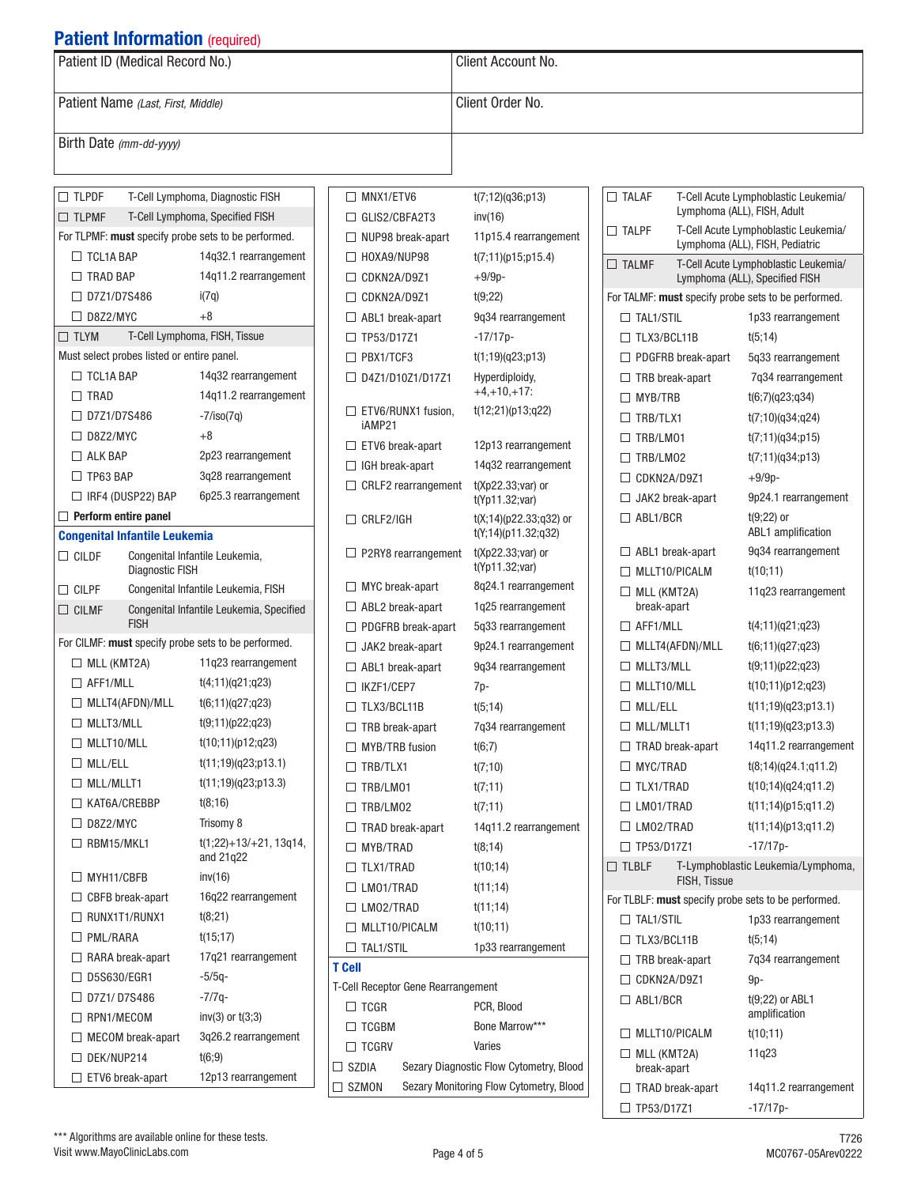## Patient Information (required)

| Patient ID (Medical Record No.) | Client Account No. |
|---|---|
| Patient Name *(Last, First, Middle)* | Client Order No. |
| Birth Date *(mm-dd-yyyy)* | |

- ☐ TLPDF — T-Cell Lymphoma, Diagnostic FISH
- ☐ TLPMF — T-Cell Lymphoma, Specified FISH

For TLPMF: **must** specify probe sets to be performed.

| Probe | Description |
|---|---|
| ☐ TCL1A BAP | 14q32.1 rearrangement |
| ☐ TRAD BAP | 14q11.2 rearrangement |
| ☐ D7Z1/D7S486 | i(7q) |
| ☐ D8Z2/MYC | +8 |

- ☐ TLYM — T-Cell Lymphoma, FISH, Tissue

Must select probes listed or entire panel.

| Probe | Description |
|---|---|
| ☐ TCL1A BAP | 14q32 rearrangement |
| ☐ TRAD | 14q11.2 rearrangement |
| ☐ D7Z1/D7S486 | -7/iso(7q) |
| ☐ D8Z2/MYC | +8 |
| ☐ ALK BAP | 2p23 rearrangement |
| ☐ TP63 BAP | 3q28 rearrangement |
| ☐ IRF4 (DUSP22) BAP | 6p25.3 rearrangement |

☐ **Perform entire panel**

### Congenital Infantile Leukemia

- ☐ CILDF — Congenital Infantile Leukemia, Diagnostic FISH
- ☐ CILPF — Congenital Infantile Leukemia, FISH
- ☐ CILMF — Congenital Infantile Leukemia, Specified FISH

For CILMF: **must** specify probe sets to be performed.

| Probe | Description |
|---|---|
| ☐ MLL (KMT2A) | 11q23 rearrangement |
| ☐ AFF1/MLL | t(4;11)(q21;q23) |
| ☐ MLLT4(AFDN)/MLL | t(6;11)(q27;q23) |
| ☐ MLLT3/MLL | t(9;11)(p22;q23) |
| ☐ MLLT10/MLL | t(10;11)(p12;q23) |
| ☐ MLL/ELL | t(11;19)(q23;p13.1) |
| ☐ MLL/MLLT1 | t(11;19)(q23;p13.3) |
| ☐ KAT6A/CREBBP | t(8;16) |
| ☐ D8Z2/MYC | Trisomy 8 |
| ☐ RBM15/MKL1 | t(1;22)+13/+21, 13q14, and 21q22 |
| ☐ MYH11/CBFB | inv(16) |
| ☐ CBFB break-apart | 16q22 rearrangement |
| ☐ RUNX1T1/RUNX1 | t(8;21) |
| ☐ PML/RARA | t(15;17) |
| ☐ RARA break-apart | 17q21 rearrangement |
| ☐ D5S630/EGR1 | -5/5q- |
| ☐ D7Z1/ D7S486 | -7/7q- |
| ☐ RPN1/MECOM | inv(3) or t(3;3) |
| ☐ MECOM break-apart | 3q26.2 rearrangement |
| ☐ DEK/NUP214 | t(6;9) |
| ☐ ETV6 break-apart | 12p13 rearrangement |
| ☐ MNX1/ETV6 | t(7;12)(q36;p13) |
| ☐ GLIS2/CBFA2T3 | inv(16) |
| ☐ NUP98 break-apart | 11p15.4 rearrangement |
| ☐ HOXA9/NUP98 | t(7;11)(p15;p15.4) |
| ☐ CDKN2A/D9Z1 | +9/9p- |
| ☐ CDKN2A/D9Z1 | t(9;22) |
| ☐ ABL1 break-apart | 9q34 rearrangement |
| ☐ TP53/D17Z1 | -17/17p- |
| ☐ PBX1/TCF3 | t(1;19)(q23;p13) |
| ☐ D4Z1/D10Z1/D17Z1 | Hyperdiploidy, +4,+10,+17: |
| ☐ ETV6/RUNX1 fusion, iAMP21 | t(12;21)(p13;q22) |
| ☐ ETV6 break-apart | 12p13 rearrangement |
| ☐ IGH break-apart | 14q32 rearrangement |
| ☐ CRLF2 rearrangement | t(Xp22.33;var) or t(Yp11.32;var) |
| ☐ CRLF2/IGH | t(X;14)(p22.33;q32) or t(Y;14)(p11.32;q32) |
| ☐ P2RY8 rearrangement | t(Xp22.33;var) or t(Yp11.32;var) |
| ☐ MYC break-apart | 8q24.1 rearrangement |
| ☐ ABL2 break-apart | 1q25 rearrangement |
| ☐ PDGFRB break-apart | 5q33 rearrangement |
| ☐ JAK2 break-apart | 9p24.1 rearrangement |
| ☐ ABL1 break-apart | 9q34 rearrangement |
| ☐ IKZF1/CEP7 | 7p- |
| ☐ TLX3/BCL11B | t(5;14) |
| ☐ TRB break-apart | 7q34 rearrangement |
| ☐ MYB/TRB fusion | t(6;7) |
| ☐ TRB/TLX1 | t(7;10) |
| ☐ TRB/LMO1 | t(7;11) |
| ☐ TRB/LMO2 | t(7;11) |
| ☐ TRAD break-apart | 14q11.2 rearrangement |
| ☐ MYB/TRAD | t(8;14) |
| ☐ TLX1/TRAD | t(10;14) |
| ☐ LMO1/TRAD | t(11;14) |
| ☐ LMO2/TRAD | t(11;14) |
| ☐ MLLT10/PICALM | t(10;11) |
| ☐ TAL1/STIL | 1p33 rearrangement |

### T Cell

T-Cell Receptor Gene Rearrangement

| Test | Description |
|---|---|
| ☐ TCGR | PCR, Blood |
| ☐ TCGBM | Bone Marrow*** |
| ☐ TCGRV | Varies |

- ☐ SZDIA — Sezary Diagnostic Flow Cytometry, Blood
- ☐ SZMON — Sezary Monitoring Flow Cytometry, Blood

- ☐ TALAF — T-Cell Acute Lymphoblastic Leukemia/Lymphoma (ALL), FISH, Adult
- ☐ TALPF — T-Cell Acute Lymphoblastic Leukemia/Lymphoma (ALL), FISH, Pediatric
- ☐ TALMF — T-Cell Acute Lymphoblastic Leukemia/Lymphoma (ALL), Specified FISH

For TALMF: **must** specify probe sets to be performed.

| Probe | Description |
|---|---|
| ☐ TAL1/STIL | 1p33 rearrangement |
| ☐ TLX3/BCL11B | t(5;14) |
| ☐ PDGFRB break-apart | 5q33 rearrangement |
| ☐ TRB break-apart | 7q34 rearrangement |
| ☐ MYB/TRB | t(6;7)(q23;q34) |
| ☐ TRB/TLX1 | t(7;10)(q34;q24) |
| ☐ TRB/LMO1 | t(7;11)(q34;p15) |
| ☐ TRB/LMO2 | t(7;11)(q34;p13) |
| ☐ CDKN2A/D9Z1 | +9/9p- |
| ☐ JAK2 break-apart | 9p24.1 rearrangement |
| ☐ ABL1/BCR | t(9;22) or ABL1 amplification |
| ☐ ABL1 break-apart | 9q34 rearrangement |
| ☐ MLLT10/PICALM | t(10;11) |
| ☐ MLL (KMT2A) break-apart | 11q23 rearrangement |
| ☐ AFF1/MLL | t(4;11)(q21;q23) |
| ☐ MLLT4(AFDN)/MLL | t(6;11)(q27;q23) |
| ☐ MLLT3/MLL | t(9;11)(p22;q23) |
| ☐ MLLT10/MLL | t(10;11)(p12;q23) |
| ☐ MLL/ELL | t(11;19)(q23;p13.1) |
| ☐ MLL/MLLT1 | t(11;19)(q23;p13.3) |
| ☐ TRAD break-apart | 14q11.2 rearrangement |
| ☐ MYC/TRAD | t(8;14)(q24.1;q11.2) |
| ☐ TLX1/TRAD | t(10;14)(q24;q11.2) |
| ☐ LMO1/TRAD | t(11;14)(p15;q11.2) |
| ☐ LMO2/TRAD | t(11;14)(p13;q11.2) |
| ☐ TP53/D17Z1 | -17/17p- |

- ☐ TLBLF — T-Lymphoblastic Leukemia/Lymphoma, FISH, Tissue

For TLBLF: **must** specify probe sets to be performed.

| Probe | Description |
|---|---|
| ☐ TAL1/STIL | 1p33 rearrangement |
| ☐ TLX3/BCL11B | t(5;14) |
| ☐ TRB break-apart | 7q34 rearrangement |
| ☐ CDKN2A/D9Z1 | 9p- |
| ☐ ABL1/BCR | t(9;22) or ABL1 amplification |
| ☐ MLLT10/PICALM | t(10;11) |
| ☐ MLL (KMT2A) break-apart | 11q23 |
| ☐ TRAD break-apart | 14q11.2 rearrangement |
| ☐ TP53/D17Z1 | -17/17p- |

*** Algorithms are available online for these tests.
Visit www.MayoClinicLabs.com

T726
MC0767-05Arev0222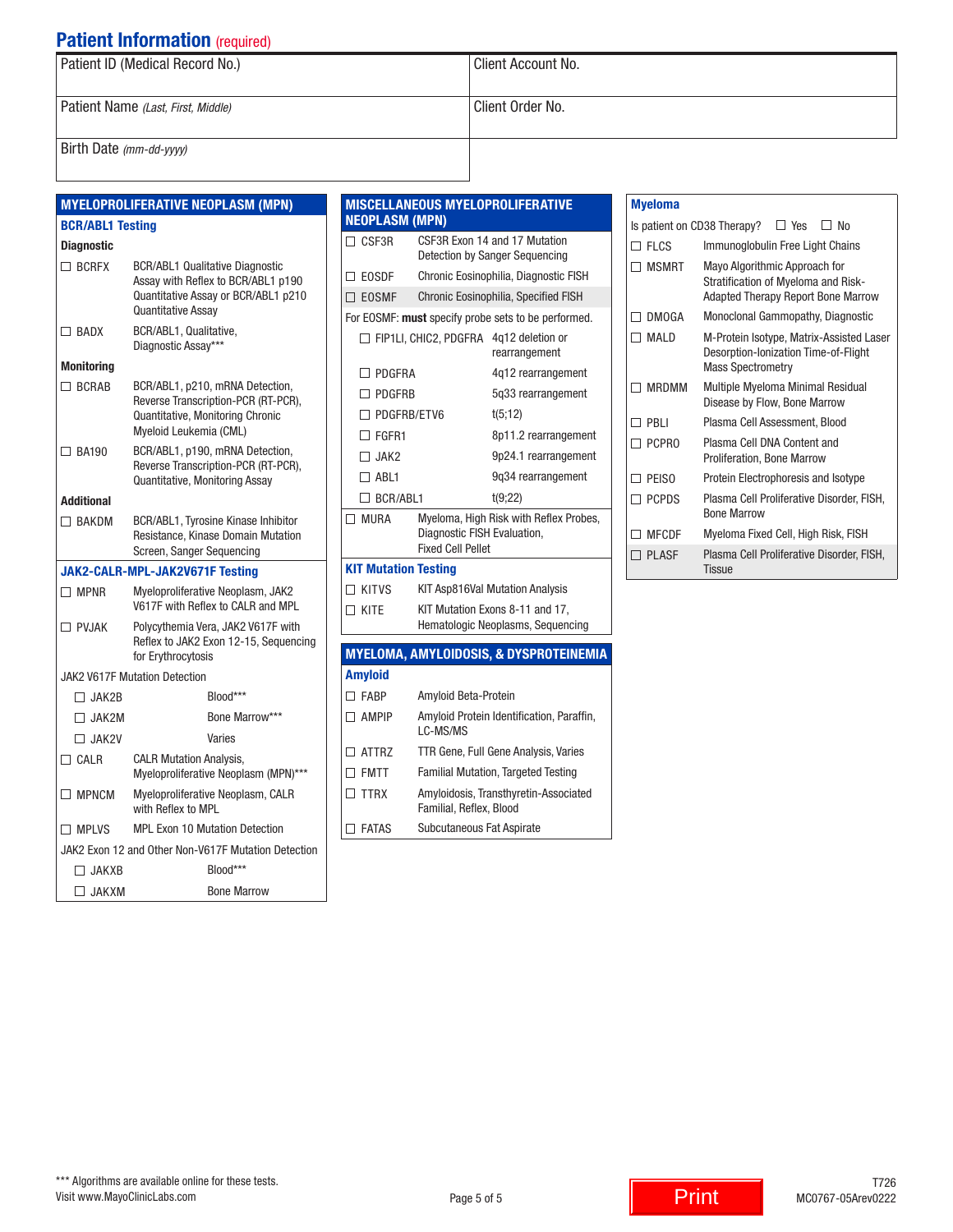## Patient Information (required)

| | |
|---|---|
| Patient ID (Medical Record No.) | Client Account No. |
| Patient Name *(Last, First, Middle)* | Client Order No. |
| Birth Date *(mm-dd-yyyy)* | |

## MYELOPROLIFERATIVE NEOPLASM (MPN)

### BCR/ABL1 Testing

**Diagnostic**

| | |
|---|---|
| ☐ BCRFX | BCR/ABL1 Qualitative Diagnostic Assay with Reflex to BCR/ABL1 p190 Quantitative Assay or BCR/ABL1 p210 Quantitative Assay |
| ☐ BADX | BCR/ABL1, Qualitative, Diagnostic Assay*** |

**Monitoring**

| | |
|---|---|
| ☐ BCRAB | BCR/ABL1, p210, mRNA Detection, Reverse Transcription-PCR (RT-PCR), Quantitative, Monitoring Chronic Myeloid Leukemia (CML) |
| ☐ BA190 | BCR/ABL1, p190, mRNA Detection, Reverse Transcription-PCR (RT-PCR), Quantitative, Monitoring Assay |

**Additional**

| | |
|---|---|
| ☐ BAKDM | BCR/ABL1, Tyrosine Kinase Inhibitor Resistance, Kinase Domain Mutation Screen, Sanger Sequencing |

### JAK2-CALR-MPL-JAK2V671F Testing

| | |
|---|---|
| ☐ MPNR | Myeloproliferative Neoplasm, JAK2 V617F with Reflex to CALR and MPL |
| ☐ PVJAK | Polycythemia Vera, JAK2 V617F with Reflex to JAK2 Exon 12-15, Sequencing for Erythrocytosis |

JAK2 V617F Mutation Detection

| | |
|---|---|
| ☐ JAK2B | Blood*** |
| ☐ JAK2M | Bone Marrow*** |
| ☐ JAK2V | Varies |

| | |
|---|---|
| ☐ CALR | CALR Mutation Analysis, Myeloproliferative Neoplasm (MPN)*** |
| ☐ MPNCM | Myeloproliferative Neoplasm, CALR with Reflex to MPL |
| ☐ MPLVS | MPL Exon 10 Mutation Detection |

JAK2 Exon 12 and Other Non-V617F Mutation Detection

| | |
|---|---|
| ☐ JAKXB | Blood*** |
| ☐ JAKXM | Bone Marrow |

## MISCELLANEOUS MYELOPROLIFERATIVE NEOPLASM (MPN)

| | |
|---|---|
| ☐ CSF3R | CSF3R Exon 14 and 17 Mutation Detection by Sanger Sequencing |
| ☐ EOSDF | Chronic Eosinophilia, Diagnostic FISH |
| ☐ EOSMF | Chronic Eosinophilia, Specified FISH |

For EOSMF: **must** specify probe sets to be performed.

| | |
|---|---|
| ☐ FIP1LI, CHIC2, PDGFRA | 4q12 deletion or rearrangement |
| ☐ PDGFRA | 4q12 rearrangement |
| ☐ PDGFRB | 5q33 rearrangement |
| ☐ PDGFRB/ETV6 | t(5;12) |
| ☐ FGFR1 | 8p11.2 rearrangement |
| ☐ JAK2 | 9p24.1 rearrangement |
| ☐ ABL1 | 9q34 rearrangement |
| ☐ BCR/ABL1 | t(9;22) |

| | |
|---|---|
| ☐ MURA | Myeloma, High Risk with Reflex Probes, Diagnostic FISH Evaluation, Fixed Cell Pellet |

### KIT Mutation Testing

| | |
|---|---|
| ☐ KITVS | KIT Asp816Val Mutation Analysis |
| ☐ KITE | KIT Mutation Exons 8-11 and 17, Hematologic Neoplasms, Sequencing |

## MYELOMA, AMYLOIDOSIS, & DYSPROTEINEMIA

### Amyloid

| | |
|---|---|
| ☐ FABP | Amyloid Beta-Protein |
| ☐ AMPIP | Amyloid Protein Identification, Paraffin, LC-MS/MS |
| ☐ ATTRZ | TTR Gene, Full Gene Analysis, Varies |
| ☐ FMTT | Familial Mutation, Targeted Testing |
| ☐ TTRX | Amyloidosis, Transthyretin-Associated Familial, Reflex, Blood |
| ☐ FATAS | Subcutaneous Fat Aspirate |

### Myeloma

Is patient on CD38 Therapy? ☐ Yes ☐ No

| | |
|---|---|
| ☐ FLCS | Immunoglobulin Free Light Chains |
| ☐ MSMRT | Mayo Algorithmic Approach for Stratification of Myeloma and Risk-Adapted Therapy Report Bone Marrow |
| ☐ DMOGA | Monoclonal Gammopathy, Diagnostic |
| ☐ MALD | M-Protein Isotype, Matrix-Assisted Laser Desorption-Ionization Time-of-Flight Mass Spectrometry |
| ☐ MRDMM | Multiple Myeloma Minimal Residual Disease by Flow, Bone Marrow |
| ☐ PBLI | Plasma Cell Assessment, Blood |
| ☐ PCPRO | Plasma Cell DNA Content and Proliferation, Bone Marrow |
| ☐ PEISO | Protein Electrophoresis and Isotype |
| ☐ PCPDS | Plasma Cell Proliferative Disorder, FISH, Bone Marrow |
| ☐ MFCDF | Myeloma Fixed Cell, High Risk, FISH |
| ☐ PLASF | Plasma Cell Proliferative Disorder, FISH, Tissue |

*** Algorithms are available online for these tests.
Visit www.MayoClinicLabs.com

Print

T726
MC0767-05Arev0222